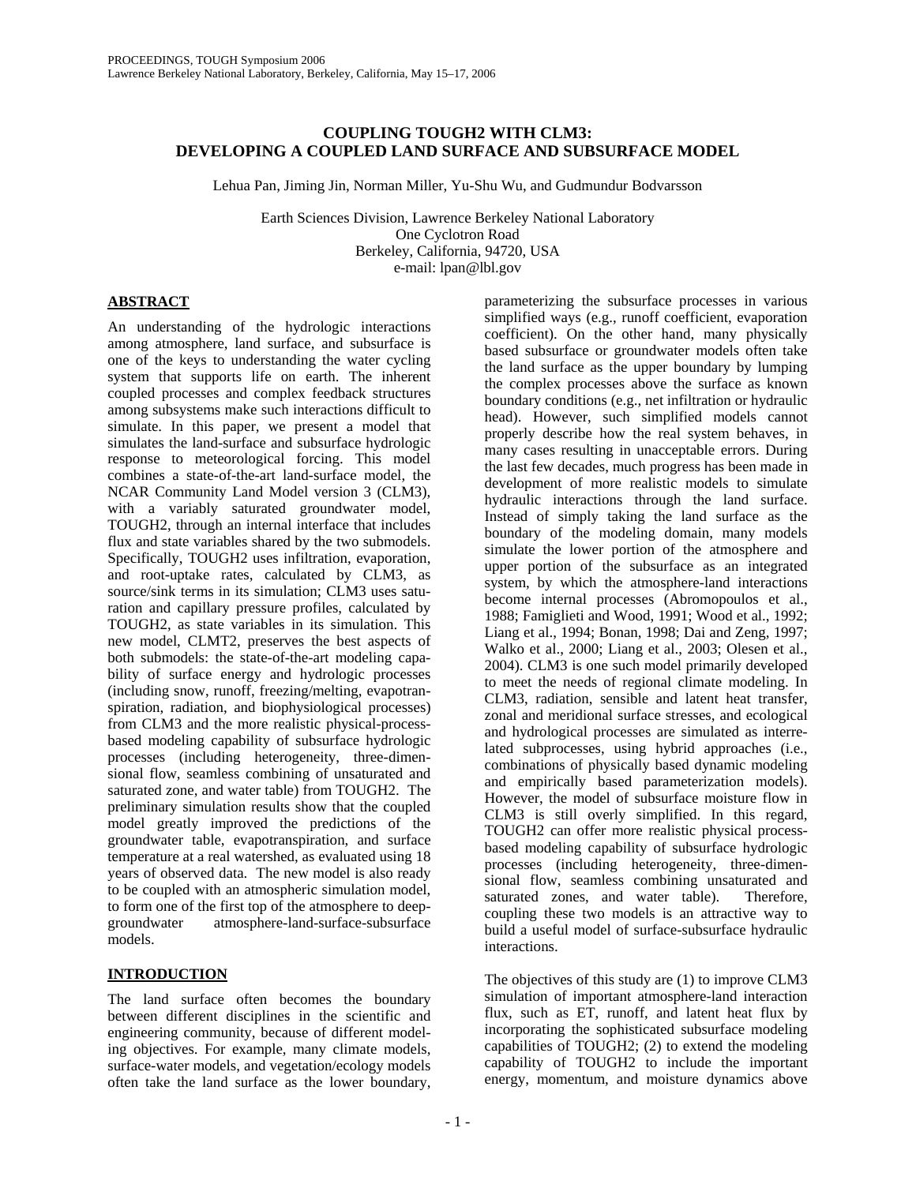# COUPLING TOUGH2 WITH CLM3: DEVELOPING A COUPLED LAND SURFACE AND SUBSURFACE MODEL

Lehua Pan, Jiming Jin, Norman Miller, Yu-Shu Wu, and Gudmundur Bodvarsson

Earth Sciences Division, Lawrence Berkeley National Laboratory
One Cyclotron Road
Berkeley, California, 94720, USA
e-mail: lpan@lbl.gov

## ABSTRACT

An understanding of the hydrologic interactions among atmosphere, land surface, and subsurface is one of the keys to understanding the water cycling system that supports life on earth. The inherent coupled processes and complex feedback structures among subsystems make such interactions difficult to simulate. In this paper, we present a model that simulates the land-surface and subsurface hydrologic response to meteorological forcing. This model combines a state-of-the-art land-surface model, the NCAR Community Land Model version 3 (CLM3), with a variably saturated groundwater model, TOUGH2, through an internal interface that includes flux and state variables shared by the two submodels. Specifically, TOUGH2 uses infiltration, evaporation, and root-uptake rates, calculated by CLM3, as source/sink terms in its simulation; CLM3 uses saturation and capillary pressure profiles, calculated by TOUGH2, as state variables in its simulation. This new model, CLMT2, preserves the best aspects of both submodels: the state-of-the-art modeling capability of surface energy and hydrologic processes (including snow, runoff, freezing/melting, evapotranspiration, radiation, and biophysiological processes) from CLM3 and the more realistic physical-process-based modeling capability of subsurface hydrologic processes (including heterogeneity, three-dimensional flow, seamless combining of unsaturated and saturated zone, and water table) from TOUGH2. The preliminary simulation results show that the coupled model greatly improved the predictions of the groundwater table, evapotranspiration, and surface temperature at a real watershed, as evaluated using 18 years of observed data. The new model is also ready to be coupled with an atmospheric simulation model, to form one of the first top of the atmosphere to deep-groundwater atmosphere-land-surface-subsurface models.

## INTRODUCTION

The land surface often becomes the boundary between different disciplines in the scientific and engineering community, because of different modeling objectives. For example, many climate models, surface-water models, and vegetation/ecology models often take the land surface as the lower boundary, parameterizing the subsurface processes in various simplified ways (e.g., runoff coefficient, evaporation coefficient). On the other hand, many physically based subsurface or groundwater models often take the land surface as the upper boundary by lumping the complex processes above the surface as known boundary conditions (e.g., net infiltration or hydraulic head). However, such simplified models cannot properly describe how the real system behaves, in many cases resulting in unacceptable errors. During the last few decades, much progress has been made in development of more realistic models to simulate hydraulic interactions through the land surface. Instead of simply taking the land surface as the boundary of the modeling domain, many models simulate the lower portion of the atmosphere and upper portion of the subsurface as an integrated system, by which the atmosphere-land interactions become internal processes (Abromopoulos et al., 1988; Famiglieti and Wood, 1991; Wood et al., 1992; Liang et al., 1994; Bonan, 1998; Dai and Zeng, 1997; Walko et al., 2000; Liang et al., 2003; Olesen et al., 2004). CLM3 is one such model primarily developed to meet the needs of regional climate modeling. In CLM3, radiation, sensible and latent heat transfer, zonal and meridional surface stresses, and ecological and hydrological processes are simulated as interrelated subprocesses, using hybrid approaches (i.e., combinations of physically based dynamic modeling and empirically based parameterization models). However, the model of subsurface moisture flow in CLM3 is still overly simplified. In this regard, TOUGH2 can offer more realistic physical process-based modeling capability of subsurface hydrologic processes (including heterogeneity, three-dimensional flow, seamless combining unsaturated and saturated zones, and water table). Therefore, coupling these two models is an attractive way to build a useful model of surface-subsurface hydraulic interactions.

The objectives of this study are (1) to improve CLM3 simulation of important atmosphere-land interaction flux, such as ET, runoff, and latent heat flux by incorporating the sophisticated subsurface modeling capabilities of TOUGH2; (2) to extend the modeling capability of TOUGH2 to include the important energy, momentum, and moisture dynamics above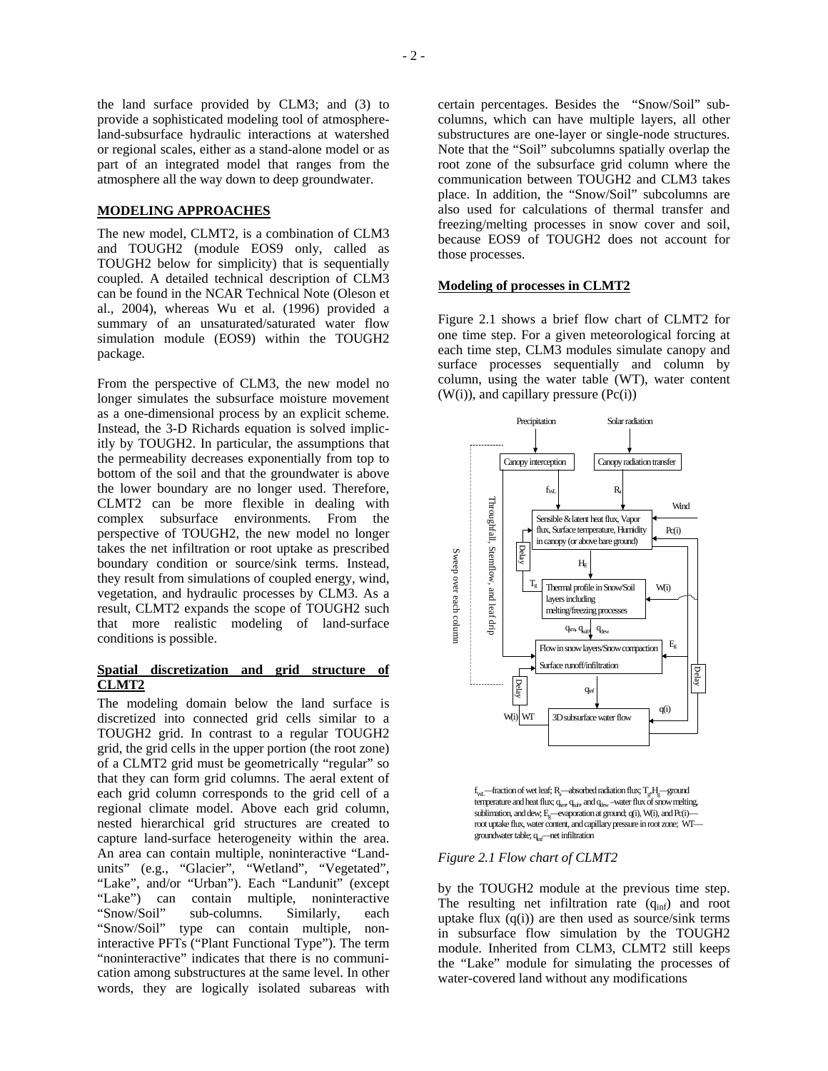the land surface provided by CLM3; and (3) to provide a sophisticated modeling tool of atmosphere-land-subsurface hydraulic interactions at watershed or regional scales, either as a stand-alone model or as part of an integrated model that ranges from the atmosphere all the way down to deep groundwater.

## MODELING APPROACHES

The new model, CLMT2, is a combination of CLM3 and TOUGH2 (module EOS9 only, called as TOUGH2 below for simplicity) that is sequentially coupled. A detailed technical description of CLM3 can be found in the NCAR Technical Note (Oleson et al., 2004), whereas Wu et al. (1996) provided a summary of an unsaturated/saturated water flow simulation module (EOS9) within the TOUGH2 package.

From the perspective of CLM3, the new model no longer simulates the subsurface moisture movement as a one-dimensional process by an explicit scheme. Instead, the 3-D Richards equation is solved implicitly by TOUGH2. In particular, the assumptions that the permeability decreases exponentially from top to bottom of the soil and that the groundwater is above the lower boundary are no longer used. Therefore, CLMT2 can be more flexible in dealing with complex subsurface environments. From the perspective of TOUGH2, the new model no longer takes the net infiltration or root uptake as prescribed boundary condition or source/sink terms. Instead, they result from simulations of coupled energy, wind, vegetation, and hydraulic processes by CLM3. As a result, CLMT2 expands the scope of TOUGH2 such that more realistic modeling of land-surface conditions is possible.

### Spatial discretization and grid structure of CLMT2

The modeling domain below the land surface is discretized into connected grid cells similar to a TOUGH2 grid. In contrast to a regular TOUGH2 grid, the grid cells in the upper portion (the root zone) of a CLMT2 grid must be geometrically "regular" so that they can form grid columns. The aeral extent of each grid column corresponds to the grid cell of a regional climate model. Above each grid column, nested hierarchical grid structures are created to capture land-surface heterogeneity within the area. An area can contain multiple, noninteractive "Land-units" (e.g., "Glacier", "Wetland", "Vegetated", "Lake", and/or "Urban"). Each "Landunit" (except "Lake") can contain multiple, noninteractive "Snow/Soil" sub-columns. Similarly, each "Snow/Soil" type can contain multiple, non-interactive PFTs ("Plant Functional Type"). The term "noninteractive" indicates that there is no communication among substructures at the same level. In other words, they are logically isolated subareas with certain percentages. Besides the "Snow/Soil" sub-columns, which can have multiple layers, all other substructures are one-layer or single-node structures. Note that the "Soil" subcolumns spatially overlap the root zone of the subsurface grid column where the communication between TOUGH2 and CLM3 takes place. In addition, the "Snow/Soil" subcolumns are also used for calculations of thermal transfer and freezing/melting processes in snow cover and soil, because EOS9 of TOUGH2 does not account for those processes.

### Modeling of processes in CLMT2

Figure 2.1 shows a brief flow chart of CLMT2 for one time step. For a given meteorological forcing at each time step, CLM3 modules simulate canopy and surface processes sequentially and column by column, using the water table (WT), water content (W(i)), and capillary pressure (Pc(i)) by the TOUGH2 module at the previous time step. The resulting net infiltration rate ($q_{inf}$) and root uptake flux (q(i)) are then used as source/sink terms in subsurface flow simulation by the TOUGH2 module. Inherited from CLM3, CLMT2 still keeps the "Lake" module for simulating the processes of water-covered land without any modifications

$f_{wL}$—fraction of wet leaf; $R_s$—absorbed radiation flux; $T_g$, $H_g$—ground temperature and heat flux; $q_{sm}$, $q_{sub}$, and $q_{dew}$ –water flux of snow melting, sublimation, and dew; $E_g$—evaporation at ground; q(i), W(i), and Pc(i)—root uptake flux, water content, and capillary pressure in root zone; WT—groundwater table; $q_{inf}$—net infiltration

*Figure 2.1 Flow chart of CLMT2*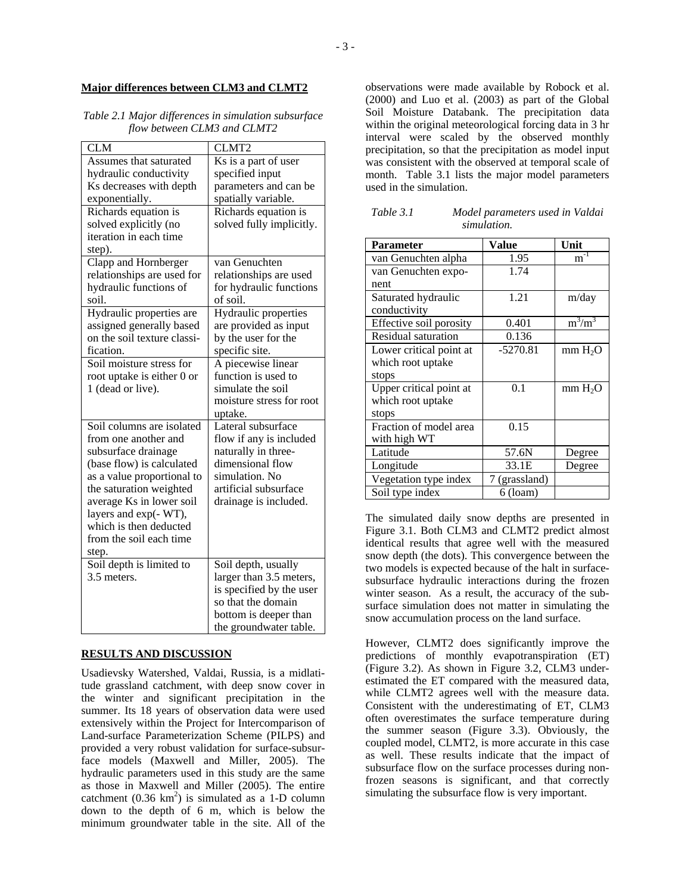**Major differences between CLM3 and CLMT2**

*Table 2.1 Major differences in simulation subsurface flow between CLM3 and CLMT2*

| CLM | CLMT2 |
|---|---|
| Assumes that saturated hydraulic conductivity Ks decreases with depth exponentially. | Ks is a part of user specified input parameters and can be spatially variable. |
| Richards equation is solved explicitly (no iteration in each time step). | Richards equation is solved fully implicitly. |
| Clapp and Hornberger relationships are used for hydraulic functions of soil. | van Genuchten relationships are used for hydraulic functions of soil. |
| Hydraulic properties are assigned generally based on the soil texture classification. | Hydraulic properties are provided as input by the user for the specific site. |
| Soil moisture stress for root uptake is either 0 or 1 (dead or live). | A piecewise linear function is used to simulate the soil moisture stress for root uptake. |
| Soil columns are isolated from one another and subsurface drainage (base flow) is calculated as a value proportional to the saturation weighted average Ks in lower soil layers and exp(- WT), which is then deducted from the soil each time step. | Lateral subsurface flow if any is included naturally in three-dimensional flow simulation. No artificial subsurface drainage is included. |
| Soil depth is limited to 3.5 meters. | Soil depth, usually larger than 3.5 meters, is specified by the user so that the domain bottom is deeper than the groundwater table. |

**RESULTS AND DISCUSSION**

Usadievsky Watershed, Valdai, Russia, is a midlatitude grassland catchment, with deep snow cover in the winter and significant precipitation in the summer. Its 18 years of observation data were used extensively within the Project for Intercomparison of Land-surface Parameterization Scheme (PILPS) and provided a very robust validation for surface-subsurface models (Maxwell and Miller, 2005). The hydraulic parameters used in this study are the same as those in Maxwell and Miller (2005). The entire catchment (0.36 $km^2$) is simulated as a 1-D column down to the depth of 6 m, which is below the minimum groundwater table in the site. All of the observations were made available by Robock et al. (2000) and Luo et al. (2003) as part of the Global Soil Moisture Databank. The precipitation data within the original meteorological forcing data in 3 hr interval were scaled by the observed monthly precipitation, so that the precipitation as model input was consistent with the observed at temporal scale of month. Table 3.1 lists the major model parameters used in the simulation.

*Table 3.1 Model parameters used in Valdai simulation.*

| Parameter | Value | Unit |
|---|---|---|
| van Genuchten alpha | 1.95 | $m^{-1}$ |
| van Genuchten exponent | 1.74 | |
| Saturated hydraulic conductivity | 1.21 | m/day |
| Effective soil porosity | 0.401 | $m^3/m^3$ |
| Residual saturation | 0.136 | |
| Lower critical point at which root uptake stops | -5270.81 | mm $H_2O$ |
| Upper critical point at which root uptake stops | 0.1 | mm $H_2O$ |
| Fraction of model area with high WT | 0.15 | |
| Latitude | 57.6N | Degree |
| Longitude | 33.1E | Degree |
| Vegetation type index | 7 (grassland) | |
| Soil type index | 6 (loam) | |

The simulated daily snow depths are presented in Figure 3.1. Both CLM3 and CLMT2 predict almost identical results that agree well with the measured snow depth (the dots). This convergence between the two models is expected because of the halt in surface-subsurface hydraulic interactions during the frozen winter season. As a result, the accuracy of the subsurface simulation does not matter in simulating the snow accumulation process on the land surface.

However, CLMT2 does significantly improve the predictions of monthly evapotranspiration (ET) (Figure 3.2). As shown in Figure 3.2, CLM3 underestimated the ET compared with the measured data, while CLMT2 agrees well with the measure data. Consistent with the underestimating of ET, CLM3 often overestimates the surface temperature during the summer season (Figure 3.3). Obviously, the coupled model, CLMT2, is more accurate in this case as well. These results indicate that the impact of subsurface flow on the surface processes during non-frozen seasons is significant, and that correctly simulating the subsurface flow is very important.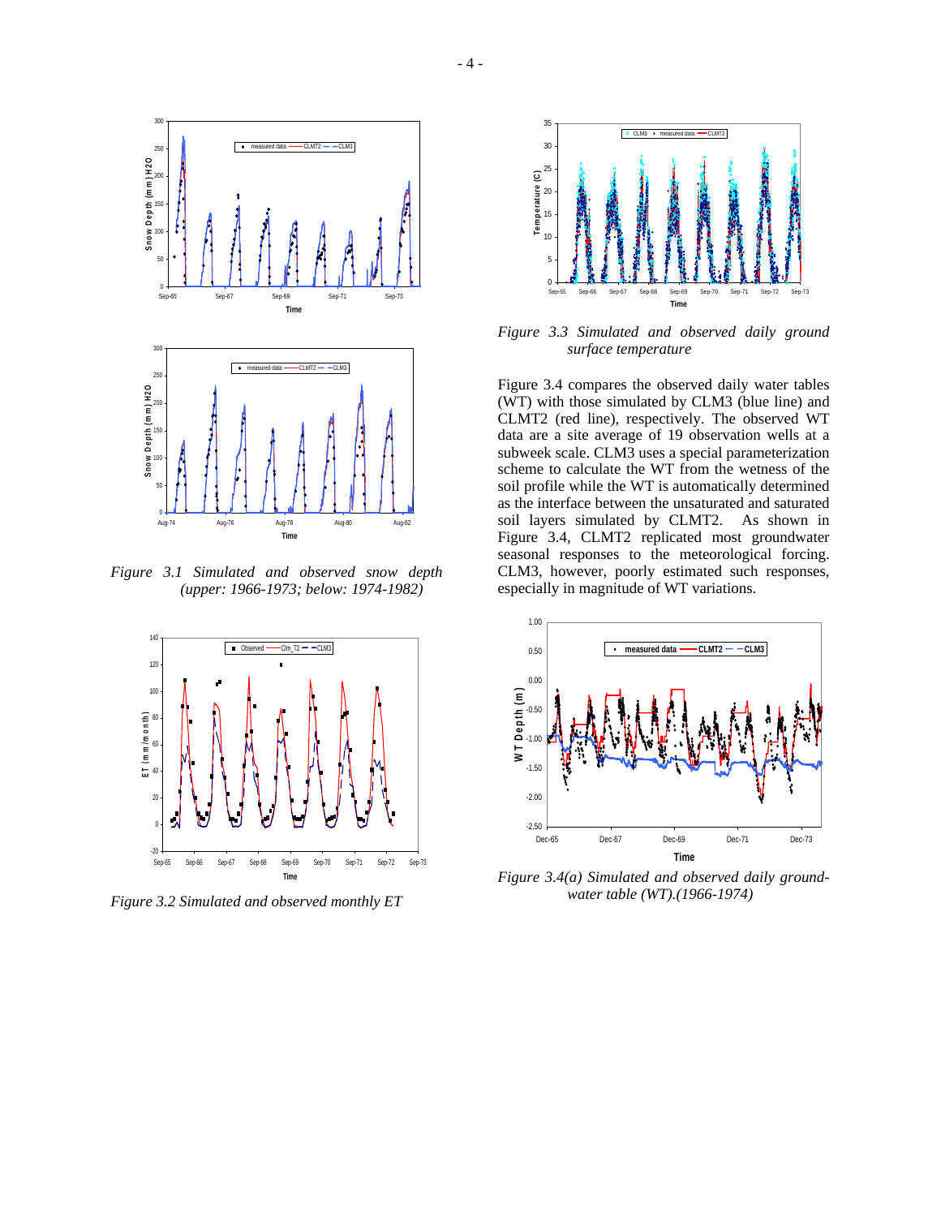*Figure 3.1 Simulated and observed snow depth (upper: 1966-1973; below: 1974-1982)*

*Figure 3.2 Simulated and observed monthly ET*

*Figure 3.3 Simulated and observed daily ground surface temperature*

Figure 3.4 compares the observed daily water tables (WT) with those simulated by CLM3 (blue line) and CLMT2 (red line), respectively. The observed WT data are a site average of 19 observation wells at a subweek scale. CLM3 uses a special parameterization scheme to calculate the WT from the wetness of the soil profile while the WT is automatically determined as the interface between the unsaturated and saturated soil layers simulated by CLMT2. As shown in Figure 3.4, CLMT2 replicated most groundwater seasonal responses to the meteorological forcing. CLM3, however, poorly estimated such responses, especially in magnitude of WT variations.

*Figure 3.4(a) Simulated and observed daily ground-water table (WT).(1966-1974)*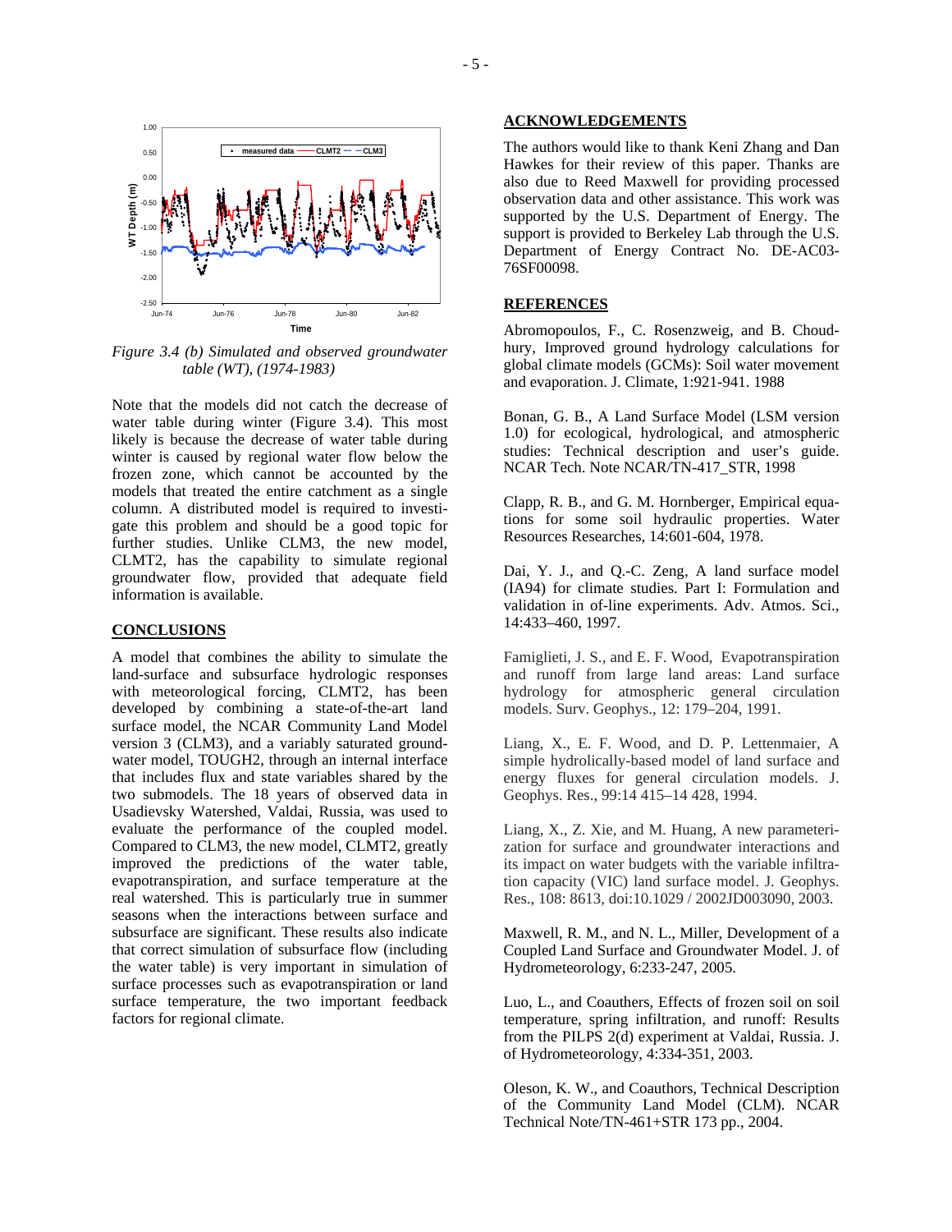*Figure 3.4 (b) Simulated and observed groundwater table (WT), (1974-1983)*

Note that the models did not catch the decrease of water table during winter (Figure 3.4). This most likely is because the decrease of water table during winter is caused by regional water flow below the frozen zone, which cannot be accounted by the models that treated the entire catchment as a single column. A distributed model is required to investigate this problem and should be a good topic for further studies. Unlike CLM3, the new model, CLMT2, has the capability to simulate regional groundwater flow, provided that adequate field information is available.

## CONCLUSIONS

A model that combines the ability to simulate the land-surface and subsurface hydrologic responses with meteorological forcing, CLMT2, has been developed by combining a state-of-the-art land surface model, the NCAR Community Land Model version 3 (CLM3), and a variably saturated groundwater model, TOUGH2, through an internal interface that includes flux and state variables shared by the two submodels. The 18 years of observed data in Usadievsky Watershed, Valdai, Russia, was used to evaluate the performance of the coupled model. Compared to CLM3, the new model, CLMT2, greatly improved the predictions of the water table, evapotranspiration, and surface temperature at the real watershed. This is particularly true in summer seasons when the interactions between surface and subsurface are significant. These results also indicate that correct simulation of subsurface flow (including the water table) is very important in simulation of surface processes such as evapotranspiration or land surface temperature, the two important feedback factors for regional climate.

## ACKNOWLEDGEMENTS

The authors would like to thank Keni Zhang and Dan Hawkes for their review of this paper. Thanks are also due to Reed Maxwell for providing processed observation data and other assistance. This work was supported by the U.S. Department of Energy. The support is provided to Berkeley Lab through the U.S. Department of Energy Contract No. DE-AC03-76SF00098.

## REFERENCES

Abromopoulos, F., C. Rosenzweig, and B. Choudhury, Improved ground hydrology calculations for global climate models (GCMs): Soil water movement and evaporation. J. Climate, 1:921-941. 1988

Bonan, G. B., A Land Surface Model (LSM version 1.0) for ecological, hydrological, and atmospheric studies: Technical description and user's guide. NCAR Tech. Note NCAR/TN-417_STR, 1998

Clapp, R. B., and G. M. Hornberger, Empirical equations for some soil hydraulic properties. Water Resources Researches, 14:601-604, 1978.

Dai, Y. J., and Q.-C. Zeng, A land surface model (IA94) for climate studies. Part I: Formulation and validation in of-line experiments. Adv. Atmos. Sci., 14:433–460, 1997.

Famiglieti, J. S., and E. F. Wood, Evapotranspiration and runoff from large land areas: Land surface hydrology for atmospheric general circulation models. Surv. Geophys., 12: 179–204, 1991.

Liang, X., E. F. Wood, and D. P. Lettenmaier, A simple hydrolically-based model of land surface and energy fluxes for general circulation models. J. Geophys. Res., 99:14 415–14 428, 1994.

Liang, X., Z. Xie, and M. Huang, A new parameterization for surface and groundwater interactions and its impact on water budgets with the variable infiltration capacity (VIC) land surface model. J. Geophys. Res., 108: 8613, doi:10.1029 / 2002JD003090, 2003.

Maxwell, R. M., and N. L., Miller, Development of a Coupled Land Surface and Groundwater Model. J. of Hydrometeorology, 6:233-247, 2005.

Luo, L., and Coauthers, Effects of frozen soil on soil temperature, spring infiltration, and runoff: Results from the PILPS 2(d) experiment at Valdai, Russia. J. of Hydrometeorology, 4:334-351, 2003.

Oleson, K. W., and Coauthors, Technical Description of the Community Land Model (CLM). NCAR Technical Note/TN-461+STR 173 pp., 2004.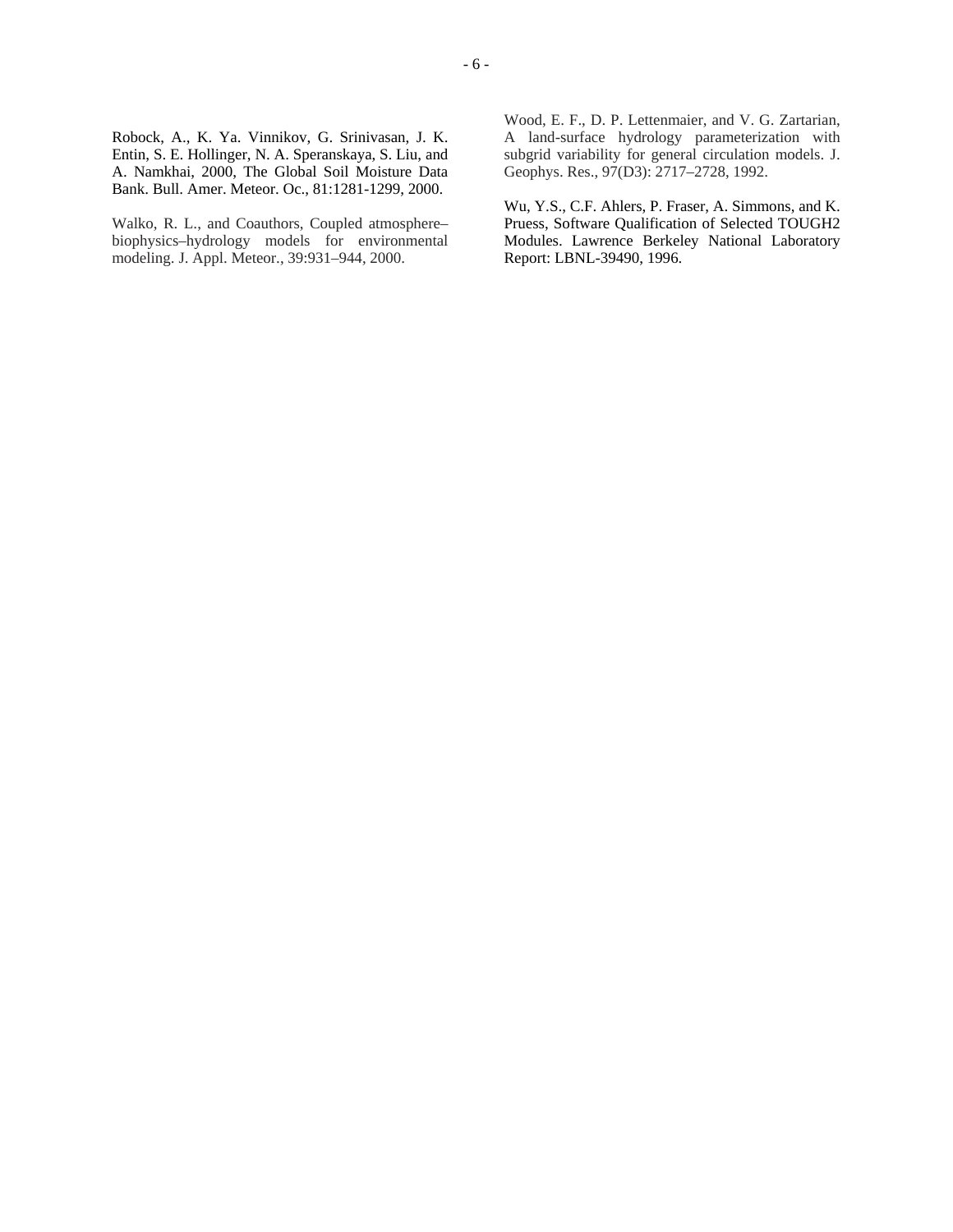Robock, A., K. Ya. Vinnikov, G. Srinivasan, J. K. Entin, S. E. Hollinger, N. A. Speranskaya, S. Liu, and A. Namkhai, 2000, The Global Soil Moisture Data Bank. Bull. Amer. Meteor. Oc., 81:1281-1299, 2000.

Walko, R. L., and Coauthors, Coupled atmosphere–biophysics–hydrology models for environmental modeling. J. Appl. Meteor., 39:931–944, 2000.

Wood, E. F., D. P. Lettenmaier, and V. G. Zartarian, A land-surface hydrology parameterization with subgrid variability for general circulation models. J. Geophys. Res., 97(D3): 2717–2728, 1992.

Wu, Y.S., C.F. Ahlers, P. Fraser, A. Simmons, and K. Pruess, Software Qualification of Selected TOUGH2 Modules. Lawrence Berkeley National Laboratory Report: LBNL-39490, 1996.